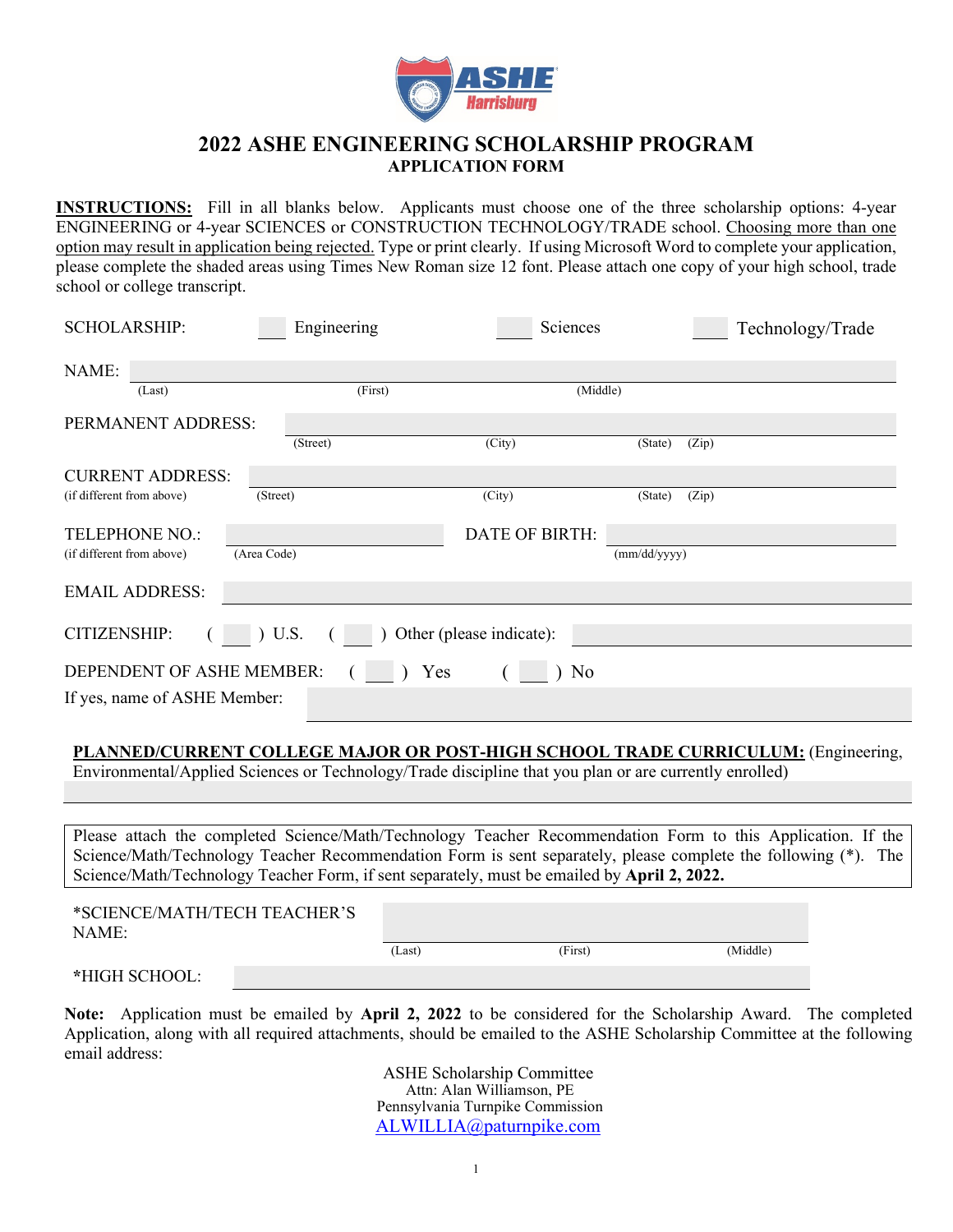# 2022 ASHE ENGINEERING SCHOLARSHIP PROGRAM

## APPLICATION FORM

**INSTRUCTIONS:** Fill in all blanks below. Applicants must choose one of the three scholarship options: 4-year ENGINEERING or 4-year SCIENCES or CONSTRUCTION TECHNOLOGY/TRADE school. Choosing more than one option may result in application being rejected. Type or print clearly. If using Microsoft Word to complete your application, please complete the shaded areas using Times New Roman size 12 font. Please attach one copy of your high school, trade school or college transcript.

SCHOLARSHIP: ____ Engineering ____ Sciences ____ Technology/Trade

NAME: ______________________________________________
(Last) (First) (Middle)

PERMANENT ADDRESS: ______________________________________________
(Street) (City) (State) (Zip)

CURRENT ADDRESS: ______________________________________________
(if different from above) (Street) (City) (State) (Zip)

TELEPHONE NO.: ____________________ DATE OF BIRTH: ____________________
(if different from above) (Area Code) (mm/dd/yyyy)

EMAIL ADDRESS: ______________________________________________

CITIZENSHIP: ( ____ ) U.S. ( ____ ) Other (please indicate): ____________________

DEPENDENT OF ASHE MEMBER: ( ____ ) Yes ( ____ ) No

If yes, name of ASHE Member: ______________________________________________

**PLANNED/CURRENT COLLEGE MAJOR OR POST-HIGH SCHOOL TRADE CURRICULUM:** (Engineering, Environmental/Applied Sciences or Technology/Trade discipline that you plan or are currently enrolled)

______________________________________________

Please attach the completed Science/Math/Technology Teacher Recommendation Form to this Application. If the Science/Math/Technology Teacher Recommendation Form is sent separately, please complete the following (*). The Science/Math/Technology Teacher Form, if sent separately, must be emailed by **April 2, 2022.**

*SCIENCE/MATH/TECH TEACHER'S NAME: ______________________________________________
(Last) (First) (Middle)

*HIGH SCHOOL: ______________________________________________

**Note:** Application must be emailed by **April 2, 2022** to be considered for the Scholarship Award. The completed Application, along with all required attachments, should be emailed to the ASHE Scholarship Committee at the following email address:

ASHE Scholarship Committee
Attn: Alan Williamson, PE
Pennsylvania Turnpike Commission
ALWILLIA@paturnpike.com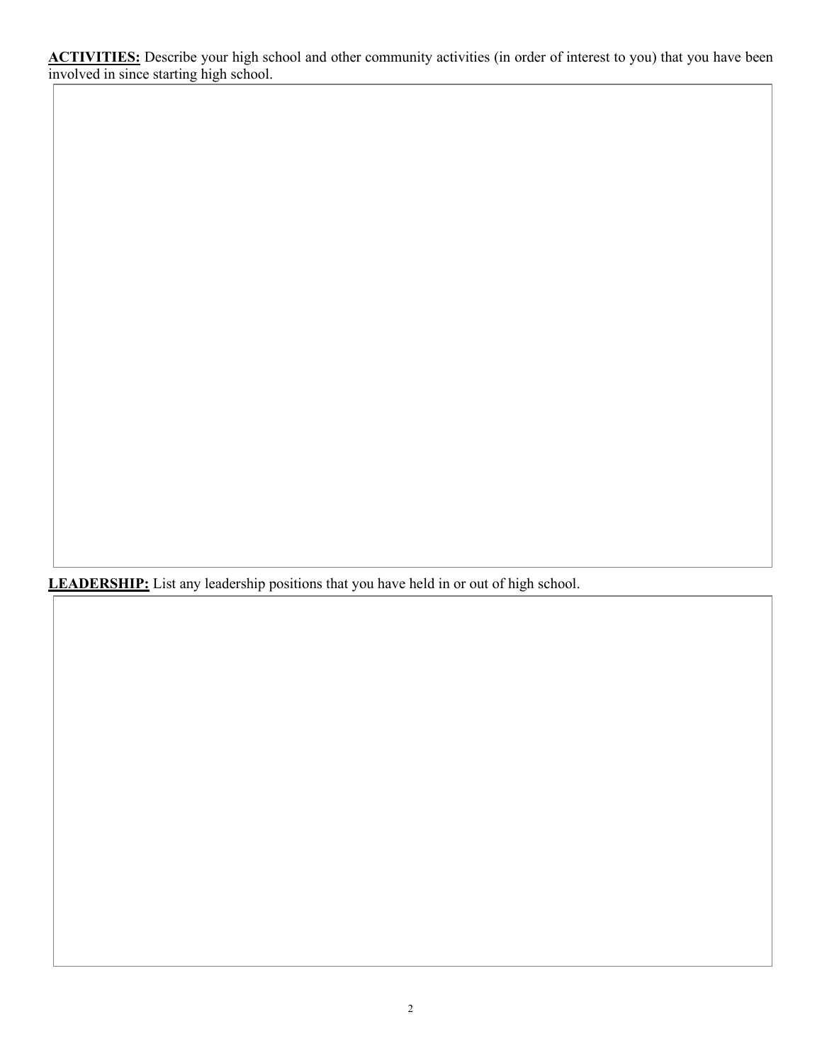**<u>ACTIVITIES:</u>** Describe your high school and other community activities (in order of interest to you) that you have been involved in since starting high school.

**<u>LEADERSHIP:</u>** List any leadership positions that you have held in or out of high school.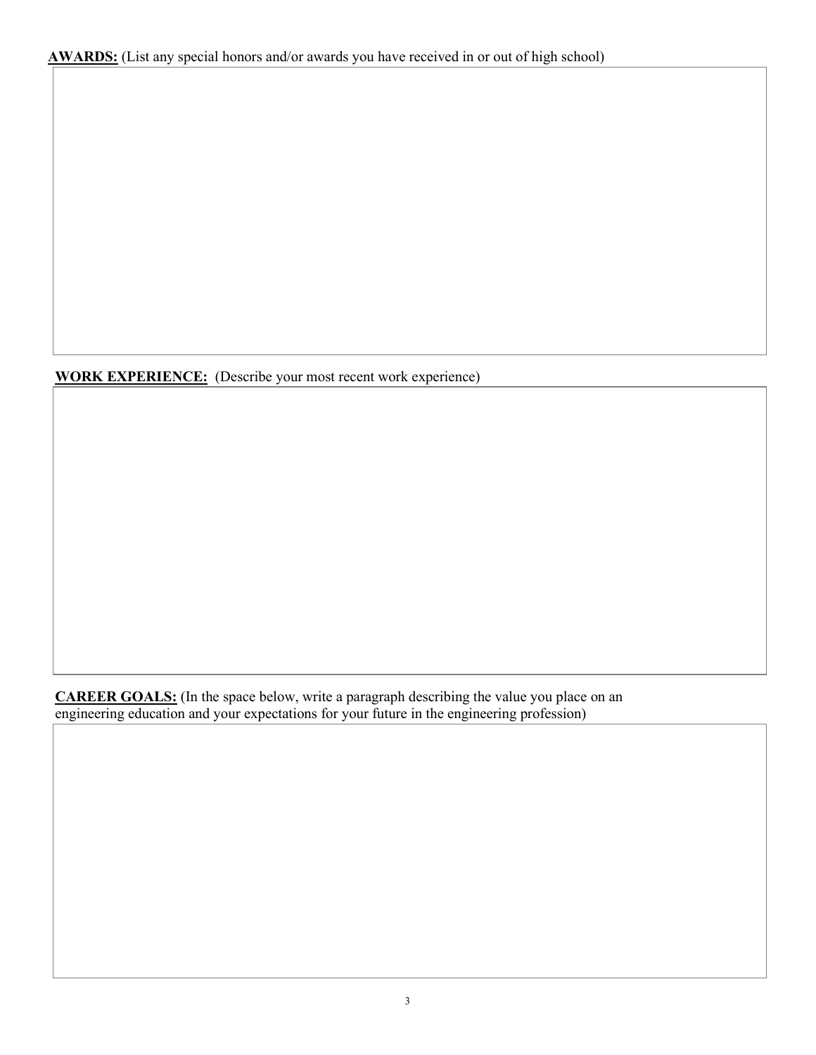**AWARDS:** (List any special honors and/or awards you have received in or out of high school)

**WORK EXPERIENCE:** (Describe your most recent work experience)

**CAREER GOALS:** (In the space below, write a paragraph describing the value you place on an engineering education and your expectations for your future in the engineering profession)